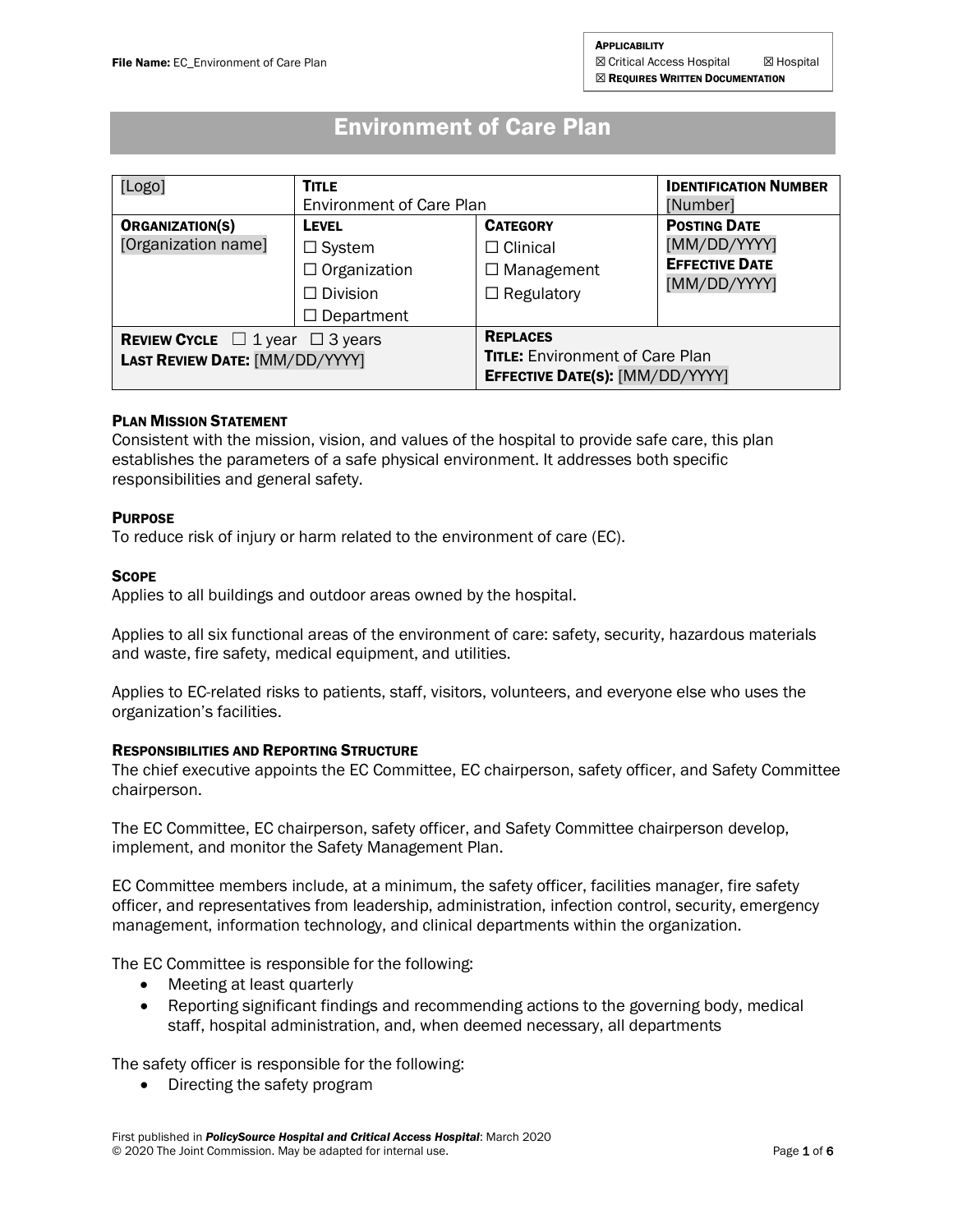File Name: EC_Environment of Care Plan

| **Applicability** | |
|---|---|
| ☒ Critical Access Hospital | ☒ Hospital |
| ☒ **Requires Written Documentation** | |

# Environment of Care Plan

| [Logo] | **Title**<br>Environment of Care Plan | | **Identification Number**<br>[Number] |
|---|---|---|---|
| **Organization(s)**<br>[Organization name] | **Level**<br>☐ System<br>☐ Organization<br>☐ Division<br>☐ Department | **Category**<br>☐ Clinical<br>☐ Management<br>☐ Regulatory | **Posting Date**<br>[MM/DD/YYYY]<br>**Effective Date**<br>[MM/DD/YYYY] |
| **Review Cycle** ☐ 1 year ☐ 3 years<br>**Last Review Date:** [MM/DD/YYYY] | | **Replaces**<br>**Title:** Environment of Care Plan<br>**Effective Date(s):** [MM/DD/YYYY] | |

**Plan Mission Statement**

Consistent with the mission, vision, and values of the hospital to provide safe care, this plan establishes the parameters of a safe physical environment. It addresses both specific responsibilities and general safety.

**Purpose**

To reduce risk of injury or harm related to the environment of care (EC).

**Scope**

Applies to all buildings and outdoor areas owned by the hospital.

Applies to all six functional areas of the environment of care: safety, security, hazardous materials and waste, fire safety, medical equipment, and utilities.

Applies to EC-related risks to patients, staff, visitors, volunteers, and everyone else who uses the organization's facilities.

**Responsibilities and Reporting Structure**

The chief executive appoints the EC Committee, EC chairperson, safety officer, and Safety Committee chairperson.

The EC Committee, EC chairperson, safety officer, and Safety Committee chairperson develop, implement, and monitor the Safety Management Plan.

EC Committee members include, at a minimum, the safety officer, facilities manager, fire safety officer, and representatives from leadership, administration, infection control, security, emergency management, information technology, and clinical departments within the organization.

The EC Committee is responsible for the following:

- Meeting at least quarterly
- Reporting significant findings and recommending actions to the governing body, medical staff, hospital administration, and, when deemed necessary, all departments

The safety officer is responsible for the following:

- Directing the safety program

First published in *PolicySource Hospital and Critical Access Hospital*: March 2020
© 2020 The Joint Commission. May be adapted for internal use.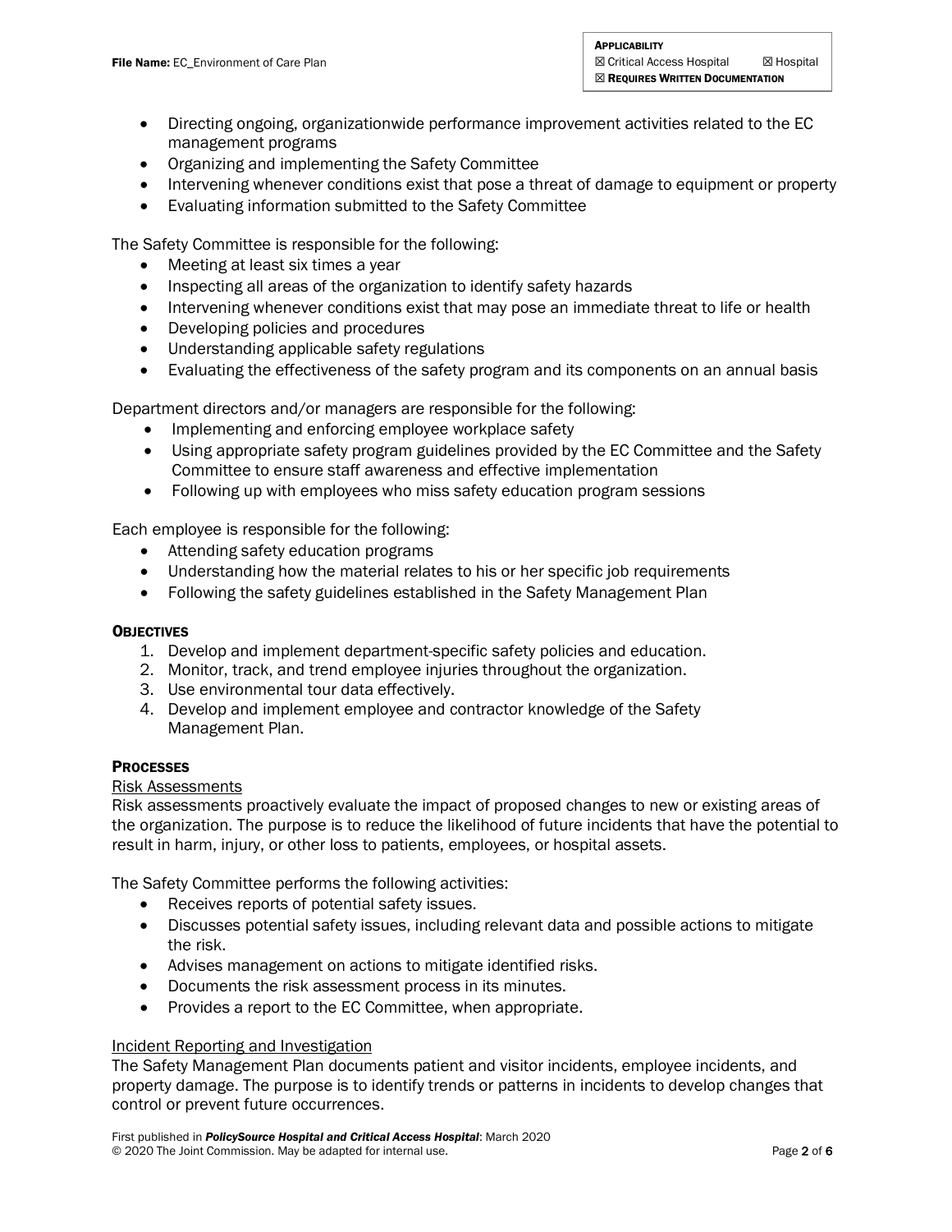- Directing ongoing, organizationwide performance improvement activities related to the EC management programs
- Organizing and implementing the Safety Committee
- Intervening whenever conditions exist that pose a threat of damage to equipment or property
- Evaluating information submitted to the Safety Committee

The Safety Committee is responsible for the following:

- Meeting at least six times a year
- Inspecting all areas of the organization to identify safety hazards
- Intervening whenever conditions exist that may pose an immediate threat to life or health
- Developing policies and procedures
- Understanding applicable safety regulations
- Evaluating the effectiveness of the safety program and its components on an annual basis

Department directors and/or managers are responsible for the following:

- Implementing and enforcing employee workplace safety
- Using appropriate safety program guidelines provided by the EC Committee and the Safety Committee to ensure staff awareness and effective implementation
- Following up with employees who miss safety education program sessions

Each employee is responsible for the following:

- Attending safety education programs
- Understanding how the material relates to his or her specific job requirements
- Following the safety guidelines established in the Safety Management Plan

**OBJECTIVES**

1. Develop and implement department-specific safety policies and education.
2. Monitor, track, and trend employee injuries throughout the organization.
3. Use environmental tour data effectively.
4. Develop and implement employee and contractor knowledge of the Safety Management Plan.

**PROCESSES**

Risk Assessments

Risk assessments proactively evaluate the impact of proposed changes to new or existing areas of the organization. The purpose is to reduce the likelihood of future incidents that have the potential to result in harm, injury, or other loss to patients, employees, or hospital assets.

The Safety Committee performs the following activities:

- Receives reports of potential safety issues.
- Discusses potential safety issues, including relevant data and possible actions to mitigate the risk.
- Advises management on actions to mitigate identified risks.
- Documents the risk assessment process in its minutes.
- Provides a report to the EC Committee, when appropriate.

Incident Reporting and Investigation

The Safety Management Plan documents patient and visitor incidents, employee incidents, and property damage. The purpose is to identify trends or patterns in incidents to develop changes that control or prevent future occurrences.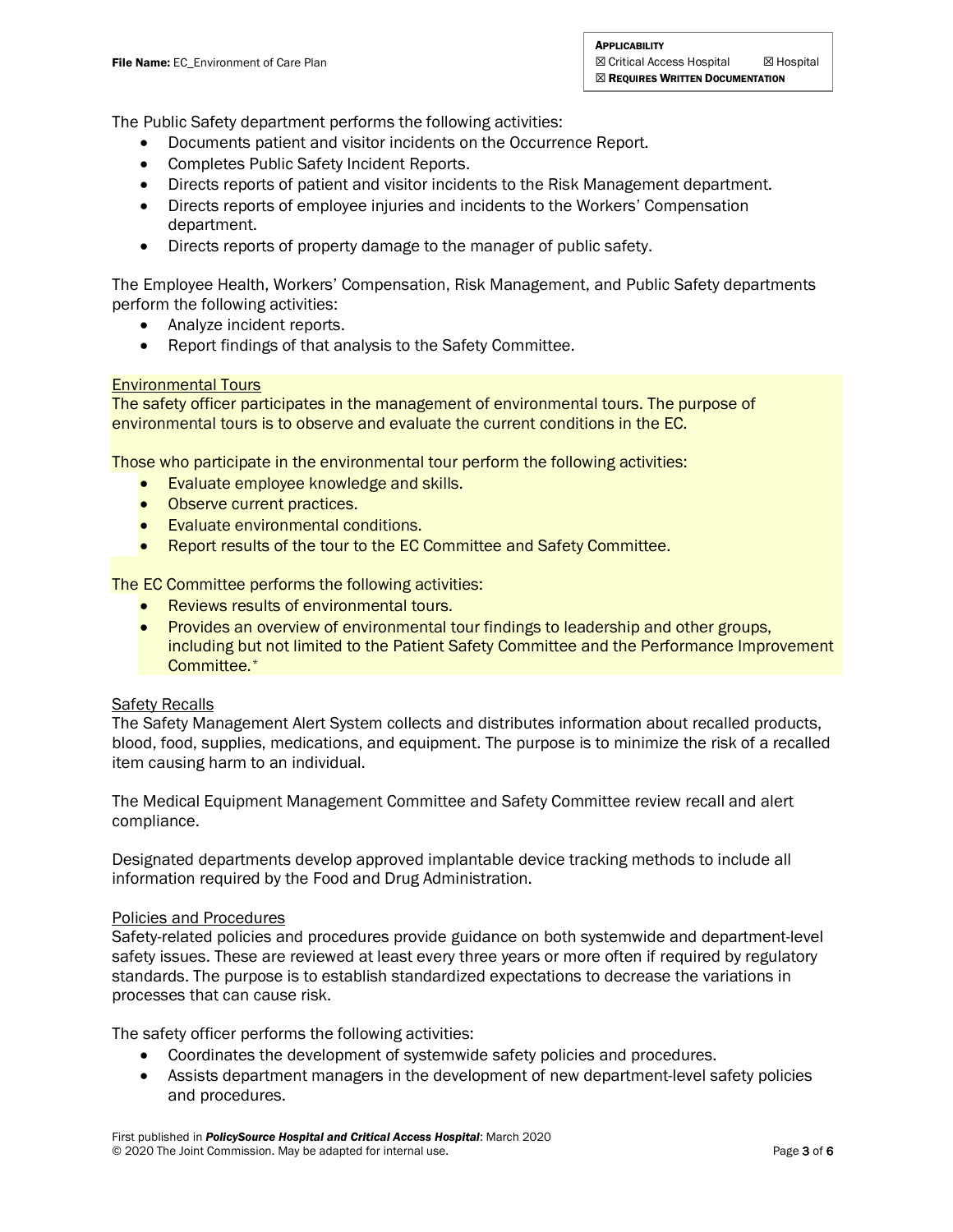The Public Safety department performs the following activities:

- Documents patient and visitor incidents on the Occurrence Report.
- Completes Public Safety Incident Reports.
- Directs reports of patient and visitor incidents to the Risk Management department.
- Directs reports of employee injuries and incidents to the Workers' Compensation department.
- Directs reports of property damage to the manager of public safety.

The Employee Health, Workers' Compensation, Risk Management, and Public Safety departments perform the following activities:

- Analyze incident reports.
- Report findings of that analysis to the Safety Committee.

<u>Environmental Tours</u>

The safety officer participates in the management of environmental tours. The purpose of environmental tours is to observe and evaluate the current conditions in the EC.

Those who participate in the environmental tour perform the following activities:

- Evaluate employee knowledge and skills.
- Observe current practices.
- Evaluate environmental conditions.
- Report results of the tour to the EC Committee and Safety Committee.

The EC Committee performs the following activities:

- Reviews results of environmental tours.
- Provides an overview of environmental tour findings to leadership and other groups, including but not limited to the Patient Safety Committee and the Performance Improvement Committee.*

<u>Safety Recalls</u>

The Safety Management Alert System collects and distributes information about recalled products, blood, food, supplies, medications, and equipment. The purpose is to minimize the risk of a recalled item causing harm to an individual.

The Medical Equipment Management Committee and Safety Committee review recall and alert compliance.

Designated departments develop approved implantable device tracking methods to include all information required by the Food and Drug Administration.

<u>Policies and Procedures</u>

Safety-related policies and procedures provide guidance on both systemwide and department-level safety issues. These are reviewed at least every three years or more often if required by regulatory standards. The purpose is to establish standardized expectations to decrease the variations in processes that can cause risk.

The safety officer performs the following activities:

- Coordinates the development of systemwide safety policies and procedures.
- Assists department managers in the development of new department-level safety policies and procedures.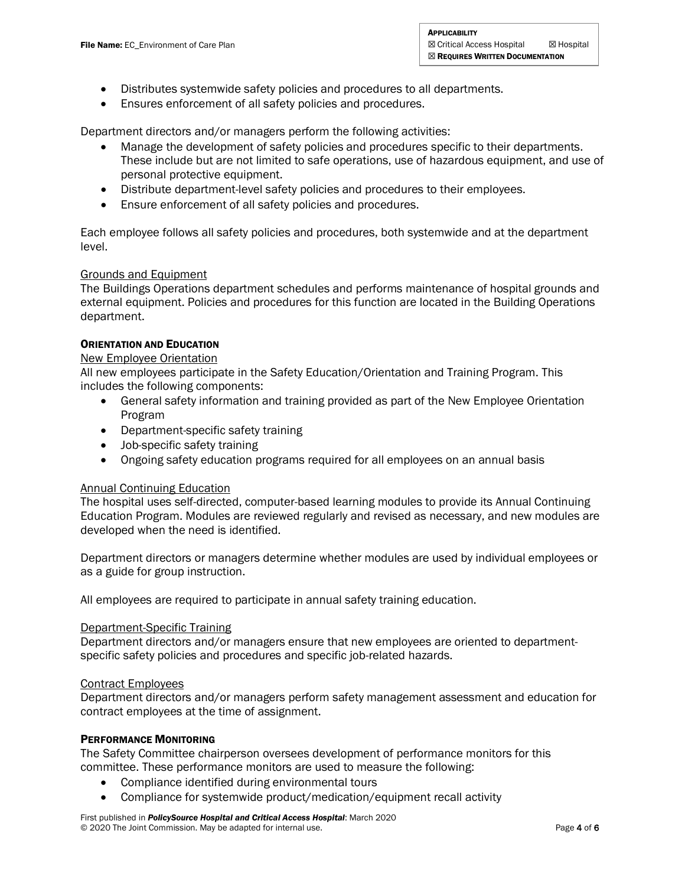- Distributes systemwide safety policies and procedures to all departments.
- Ensures enforcement of all safety policies and procedures.

Department directors and/or managers perform the following activities:

- Manage the development of safety policies and procedures specific to their departments. These include but are not limited to safe operations, use of hazardous equipment, and use of personal protective equipment.
- Distribute department-level safety policies and procedures to their employees.
- Ensure enforcement of all safety policies and procedures.

Each employee follows all safety policies and procedures, both systemwide and at the department level.

Grounds and Equipment

The Buildings Operations department schedules and performs maintenance of hospital grounds and external equipment. Policies and procedures for this function are located in the Building Operations department.

### ORIENTATION AND EDUCATION

New Employee Orientation

All new employees participate in the Safety Education/Orientation and Training Program. This includes the following components:

- General safety information and training provided as part of the New Employee Orientation Program
- Department-specific safety training
- Job-specific safety training
- Ongoing safety education programs required for all employees on an annual basis

Annual Continuing Education

The hospital uses self-directed, computer-based learning modules to provide its Annual Continuing Education Program. Modules are reviewed regularly and revised as necessary, and new modules are developed when the need is identified.

Department directors or managers determine whether modules are used by individual employees or as a guide for group instruction.

All employees are required to participate in annual safety training education.

Department-Specific Training

Department directors and/or managers ensure that new employees are oriented to department-specific safety policies and procedures and specific job-related hazards.

Contract Employees

Department directors and/or managers perform safety management assessment and education for contract employees at the time of assignment.

### PERFORMANCE MONITORING

The Safety Committee chairperson oversees development of performance monitors for this committee. These performance monitors are used to measure the following:

- Compliance identified during environmental tours
- Compliance for systemwide product/medication/equipment recall activity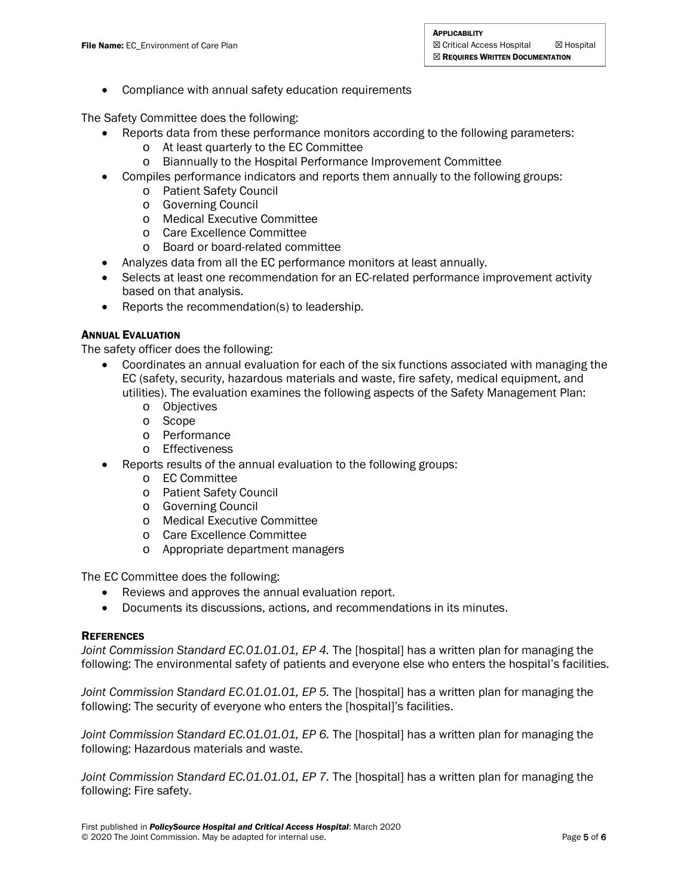- Compliance with annual safety education requirements

The Safety Committee does the following:

- Reports data from these performance monitors according to the following parameters:
  - At least quarterly to the EC Committee
  - Biannually to the Hospital Performance Improvement Committee
- Compiles performance indicators and reports them annually to the following groups:
  - Patient Safety Council
  - Governing Council
  - Medical Executive Committee
  - Care Excellence Committee
  - Board or board-related committee
- Analyzes data from all the EC performance monitors at least annually.
- Selects at least one recommendation for an EC-related performance improvement activity based on that analysis.
- Reports the recommendation(s) to leadership.

### ANNUAL EVALUATION

The safety officer does the following:

- Coordinates an annual evaluation for each of the six functions associated with managing the EC (safety, security, hazardous materials and waste, fire safety, medical equipment, and utilities). The evaluation examines the following aspects of the Safety Management Plan:
  - Objectives
  - Scope
  - Performance
  - Effectiveness
- Reports results of the annual evaluation to the following groups:
  - EC Committee
  - Patient Safety Council
  - Governing Council
  - Medical Executive Committee
  - Care Excellence Committee
  - Appropriate department managers

The EC Committee does the following:

- Reviews and approves the annual evaluation report.
- Documents its discussions, actions, and recommendations in its minutes.

### REFERENCES

*Joint Commission Standard EC.01.01.01, EP 4.* The [hospital] has a written plan for managing the following: The environmental safety of patients and everyone else who enters the hospital's facilities.

*Joint Commission Standard EC.01.01.01, EP 5.* The [hospital] has a written plan for managing the following: The security of everyone who enters the [hospital]'s facilities.

*Joint Commission Standard EC.01.01.01, EP 6.* The [hospital] has a written plan for managing the following: Hazardous materials and waste.

*Joint Commission Standard EC.01.01.01, EP 7.* The [hospital] has a written plan for managing the following: Fire safety.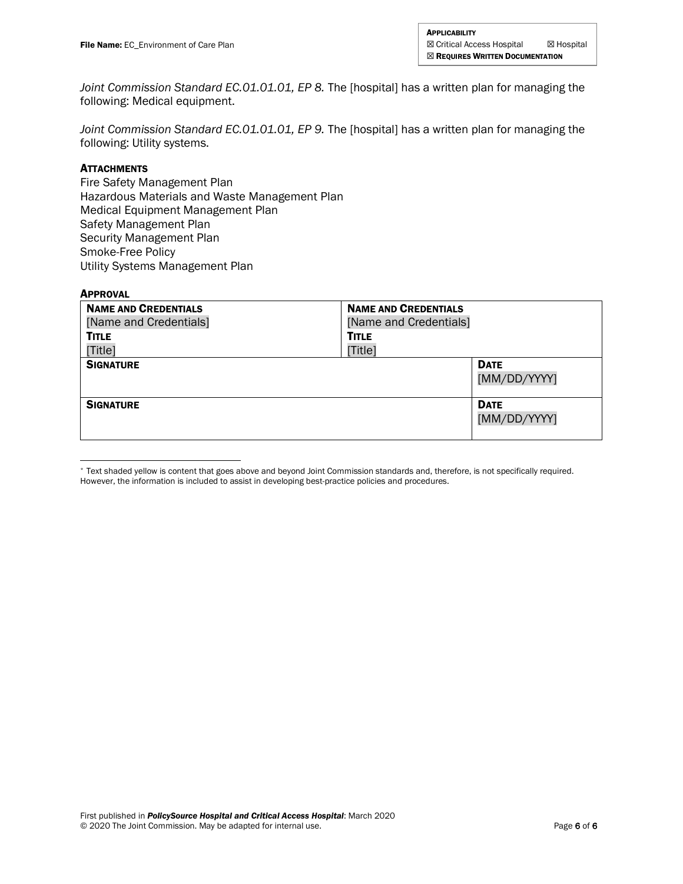*Joint Commission Standard EC.01.01.01, EP 8.* The [hospital] has a written plan for managing the following: Medical equipment.

*Joint Commission Standard EC.01.01.01, EP 9.* The [hospital] has a written plan for managing the following: Utility systems.

**ATTACHMENTS**

Fire Safety Management Plan
Hazardous Materials and Waste Management Plan
Medical Equipment Management Plan
Safety Management Plan
Security Management Plan
Smoke-Free Policy
Utility Systems Management Plan

**APPROVAL**

| | | |
|---|---|---|
| **NAME AND CREDENTIALS** [Name and Credentials] **TITLE** [Title] | **NAME AND CREDENTIALS** [Name and Credentials] **TITLE** [Title] | |
| **SIGNATURE** | | **DATE** [MM/DD/YYYY] |
| **SIGNATURE** | | **DATE** [MM/DD/YYYY] |

* Text shaded yellow is content that goes above and beyond Joint Commission standards and, therefore, is not specifically required. However, the information is included to assist in developing best-practice policies and procedures.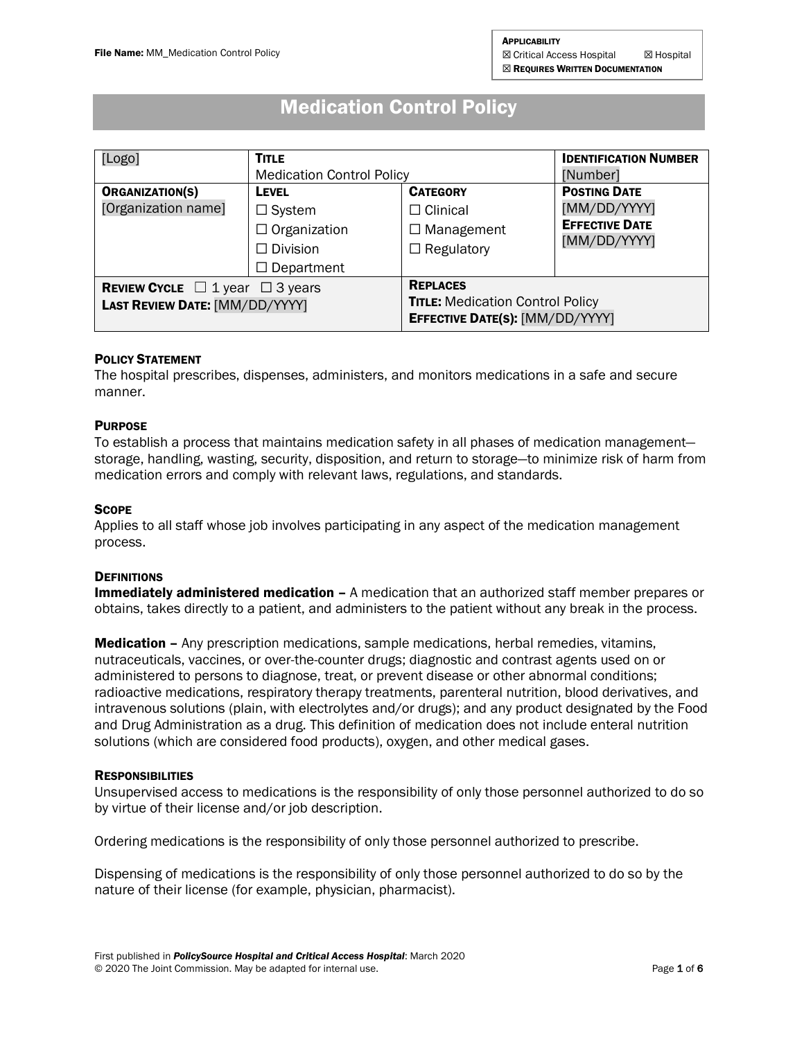**File Name:** MM_Medication Control Policy

| APPLICABILITY | |
|---|---|
| ☒ Critical Access Hospital | ☒ Hospital |
| ☒ **REQUIRES WRITTEN DOCUMENTATION** | |

# Medication Control Policy

| [Logo] | **TITLE** Medication Control Policy | | **IDENTIFICATION NUMBER** [Number] |
|---|---|---|---|
| **ORGANIZATION(S)** [Organization name] | **LEVEL** ☐ System ☐ Organization ☐ Division ☐ Department | **CATEGORY** ☐ Clinical ☐ Management ☐ Regulatory | **POSTING DATE** [MM/DD/YYYY] **EFFECTIVE DATE** [MM/DD/YYYY] |
| **REVIEW CYCLE** ☐ 1 year ☐ 3 years **LAST REVIEW DATE:** [MM/DD/YYYY] | | **REPLACES** **TITLE:** Medication Control Policy **EFFECTIVE DATE(S):** [MM/DD/YYYY] | |

**POLICY STATEMENT**

The hospital prescribes, dispenses, administers, and monitors medications in a safe and secure manner.

**PURPOSE**

To establish a process that maintains medication safety in all phases of medication management—storage, handling, wasting, security, disposition, and return to storage—to minimize risk of harm from medication errors and comply with relevant laws, regulations, and standards.

**SCOPE**

Applies to all staff whose job involves participating in any aspect of the medication management process.

**DEFINITIONS**

**Immediately administered medication –** A medication that an authorized staff member prepares or obtains, takes directly to a patient, and administers to the patient without any break in the process.

**Medication –** Any prescription medications, sample medications, herbal remedies, vitamins, nutraceuticals, vaccines, or over-the-counter drugs; diagnostic and contrast agents used on or administered to persons to diagnose, treat, or prevent disease or other abnormal conditions; radioactive medications, respiratory therapy treatments, parenteral nutrition, blood derivatives, and intravenous solutions (plain, with electrolytes and/or drugs); and any product designated by the Food and Drug Administration as a drug. This definition of medication does not include enteral nutrition solutions (which are considered food products), oxygen, and other medical gases.

**RESPONSIBILITIES**

Unsupervised access to medications is the responsibility of only those personnel authorized to do so by virtue of their license and/or job description.

Ordering medications is the responsibility of only those personnel authorized to prescribe.

Dispensing of medications is the responsibility of only those personnel authorized to do so by the nature of their license (for example, physician, pharmacist).

First published in *PolicySource Hospital and Critical Access Hospital*: March 2020
© 2020 The Joint Commission. May be adapted for internal use.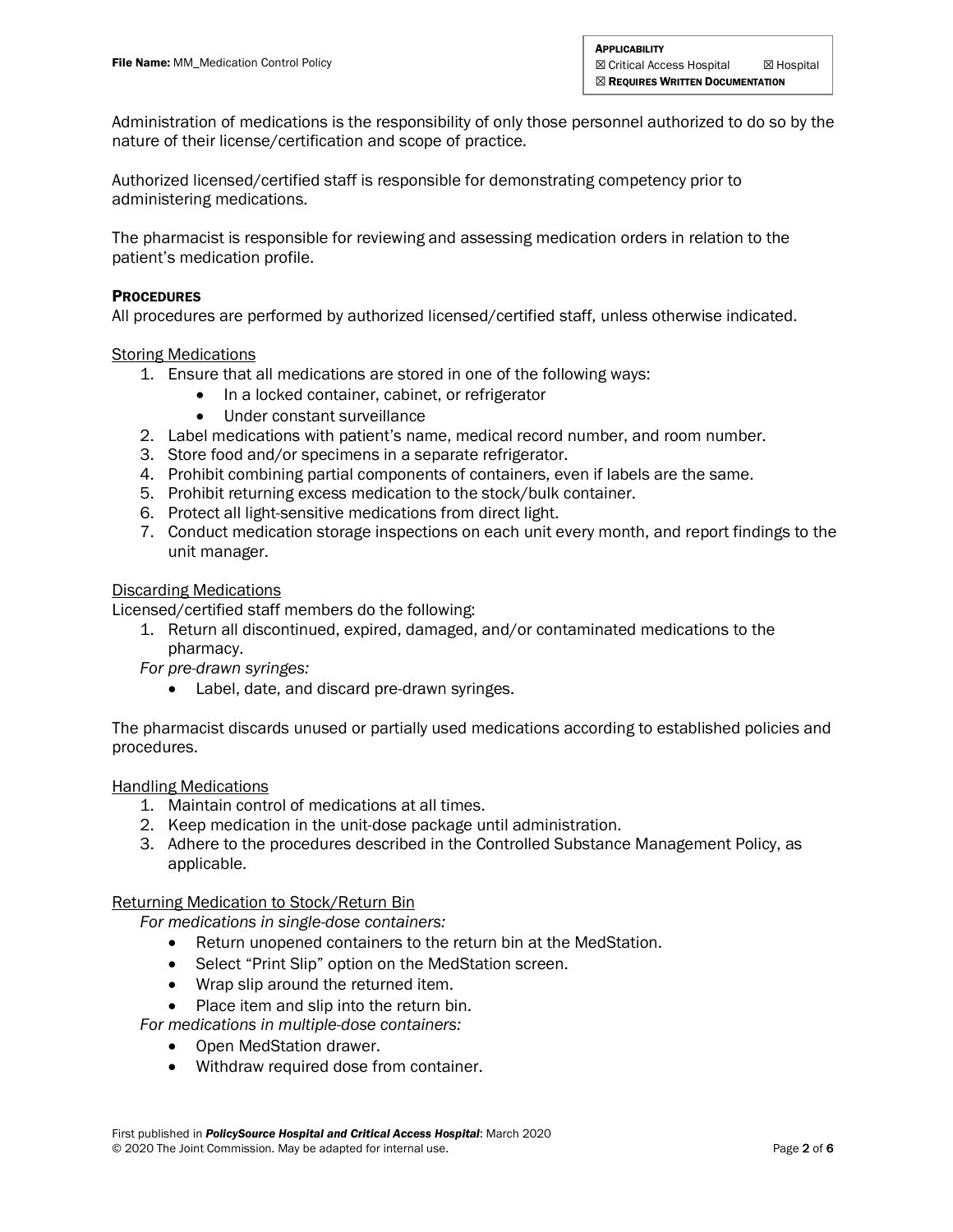Administration of medications is the responsibility of only those personnel authorized to do so by the nature of their license/certification and scope of practice.

Authorized licensed/certified staff is responsible for demonstrating competency prior to administering medications.

The pharmacist is responsible for reviewing and assessing medication orders in relation to the patient's medication profile.

**PROCEDURES**

All procedures are performed by authorized licensed/certified staff, unless otherwise indicated.

Storing Medications

1. Ensure that all medications are stored in one of the following ways:
   - In a locked container, cabinet, or refrigerator
   - Under constant surveillance
2. Label medications with patient's name, medical record number, and room number.
3. Store food and/or specimens in a separate refrigerator.
4. Prohibit combining partial components of containers, even if labels are the same.
5. Prohibit returning excess medication to the stock/bulk container.
6. Protect all light-sensitive medications from direct light.
7. Conduct medication storage inspections on each unit every month, and report findings to the unit manager.

Discarding Medications

Licensed/certified staff members do the following:

1. Return all discontinued, expired, damaged, and/or contaminated medications to the pharmacy.

*For pre-drawn syringes:*

- Label, date, and discard pre-drawn syringes.

The pharmacist discards unused or partially used medications according to established policies and procedures.

Handling Medications

1. Maintain control of medications at all times.
2. Keep medication in the unit-dose package until administration.
3. Adhere to the procedures described in the Controlled Substance Management Policy, as applicable.

Returning Medication to Stock/Return Bin

*For medications in single-dose containers:*

- Return unopened containers to the return bin at the MedStation.
- Select "Print Slip" option on the MedStation screen.
- Wrap slip around the returned item.
- Place item and slip into the return bin.

*For medications in multiple-dose containers:*

- Open MedStation drawer.
- Withdraw required dose from container.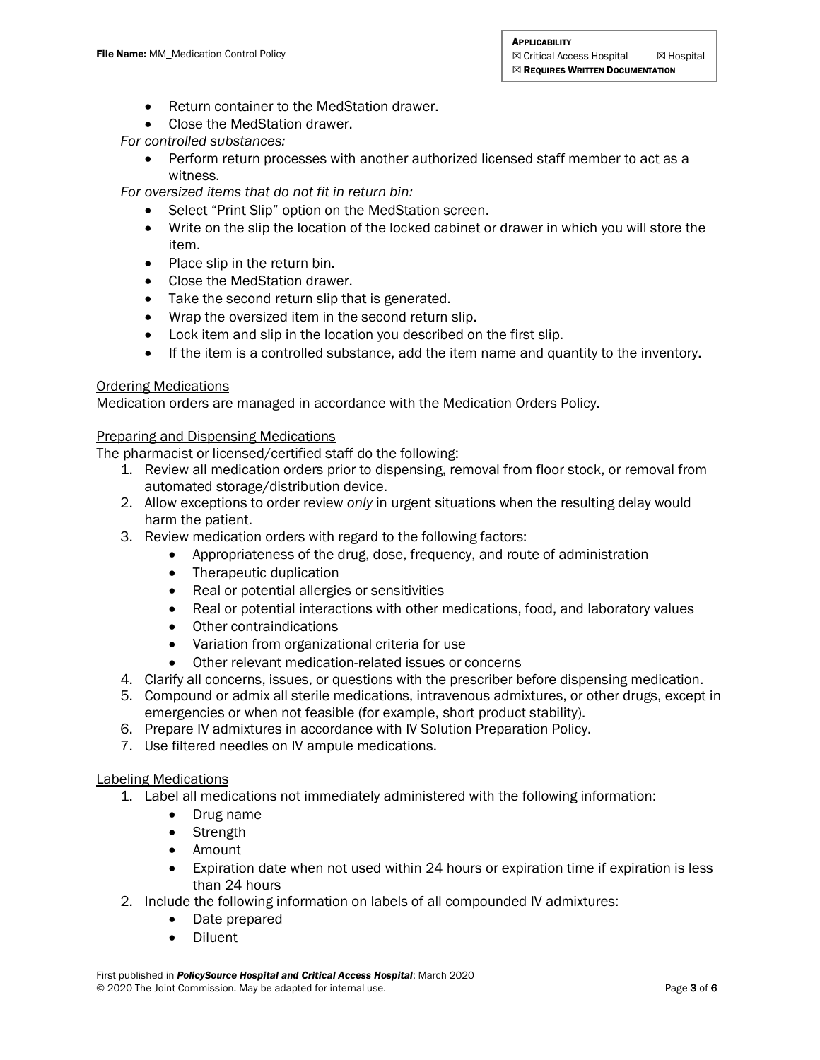- Return container to the MedStation drawer.
- Close the MedStation drawer.

*For controlled substances:*

- Perform return processes with another authorized licensed staff member to act as a witness.

*For oversized items that do not fit in return bin:*

- Select "Print Slip" option on the MedStation screen.
- Write on the slip the location of the locked cabinet or drawer in which you will store the item.
- Place slip in the return bin.
- Close the MedStation drawer.
- Take the second return slip that is generated.
- Wrap the oversized item in the second return slip.
- Lock item and slip in the location you described on the first slip.
- If the item is a controlled substance, add the item name and quantity to the inventory.

<u>Ordering Medications</u>

Medication orders are managed in accordance with the Medication Orders Policy.

<u>Preparing and Dispensing Medications</u>

The pharmacist or licensed/certified staff do the following:

1. Review all medication orders prior to dispensing, removal from floor stock, or removal from automated storage/distribution device.
2. Allow exceptions to order review *only* in urgent situations when the resulting delay would harm the patient.
3. Review medication orders with regard to the following factors:
   - Appropriateness of the drug, dose, frequency, and route of administration
   - Therapeutic duplication
   - Real or potential allergies or sensitivities
   - Real or potential interactions with other medications, food, and laboratory values
   - Other contraindications
   - Variation from organizational criteria for use
   - Other relevant medication-related issues or concerns
4. Clarify all concerns, issues, or questions with the prescriber before dispensing medication.
5. Compound or admix all sterile medications, intravenous admixtures, or other drugs, except in emergencies or when not feasible (for example, short product stability).
6. Prepare IV admixtures in accordance with IV Solution Preparation Policy.
7. Use filtered needles on IV ampule medications.

<u>Labeling Medications</u>

1. Label all medications not immediately administered with the following information:
   - Drug name
   - Strength
   - Amount
   - Expiration date when not used within 24 hours or expiration time if expiration is less than 24 hours
2. Include the following information on labels of all compounded IV admixtures:
   - Date prepared
   - Diluent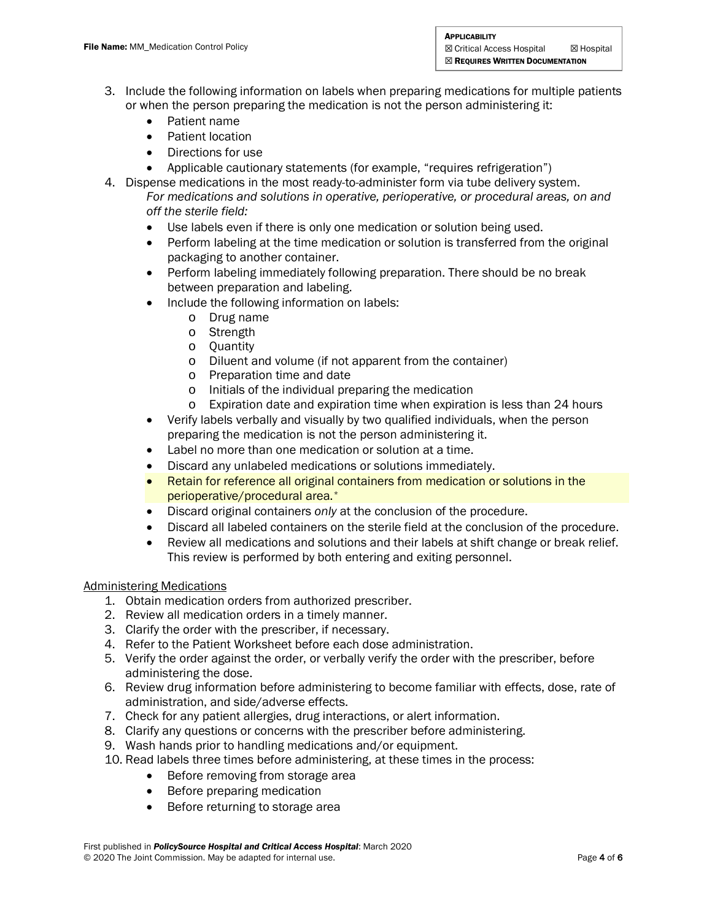3. Include the following information on labels when preparing medications for multiple patients or when the person preparing the medication is not the person administering it:
    - Patient name
    - Patient location
    - Directions for use
    - Applicable cautionary statements (for example, "requires refrigeration")
4. Dispense medications in the most ready-to-administer form via tube delivery system.

    *For medications and solutions in operative, perioperative, or procedural areas, on and off the sterile field:*

    - Use labels even if there is only one medication or solution being used.
    - Perform labeling at the time medication or solution is transferred from the original packaging to another container.
    - Perform labeling immediately following preparation. There should be no break between preparation and labeling.
    - Include the following information on labels:
        - Drug name
        - Strength
        - Quantity
        - Diluent and volume (if not apparent from the container)
        - Preparation time and date
        - Initials of the individual preparing the medication
        - Expiration date and expiration time when expiration is less than 24 hours
    - Verify labels verbally and visually by two qualified individuals, when the person preparing the medication is not the person administering it.
    - Label no more than one medication or solution at a time.
    - Discard any unlabeled medications or solutions immediately.
    - Retain for reference all original containers from medication or solutions in the perioperative/procedural area.*
    - Discard original containers *only* at the conclusion of the procedure.
    - Discard all labeled containers on the sterile field at the conclusion of the procedure.
    - Review all medications and solutions and their labels at shift change or break relief. This review is performed by both entering and exiting personnel.

<u>Administering Medications</u>

1. Obtain medication orders from authorized prescriber.
2. Review all medication orders in a timely manner.
3. Clarify the order with the prescriber, if necessary.
4. Refer to the Patient Worksheet before each dose administration.
5. Verify the order against the order, or verbally verify the order with the prescriber, before administering the dose.
6. Review drug information before administering to become familiar with effects, dose, rate of administration, and side/adverse effects.
7. Check for any patient allergies, drug interactions, or alert information.
8. Clarify any questions or concerns with the prescriber before administering.
9. Wash hands prior to handling medications and/or equipment.
10. Read labels three times before administering, at these times in the process:
    - Before removing from storage area
    - Before preparing medication
    - Before returning to storage area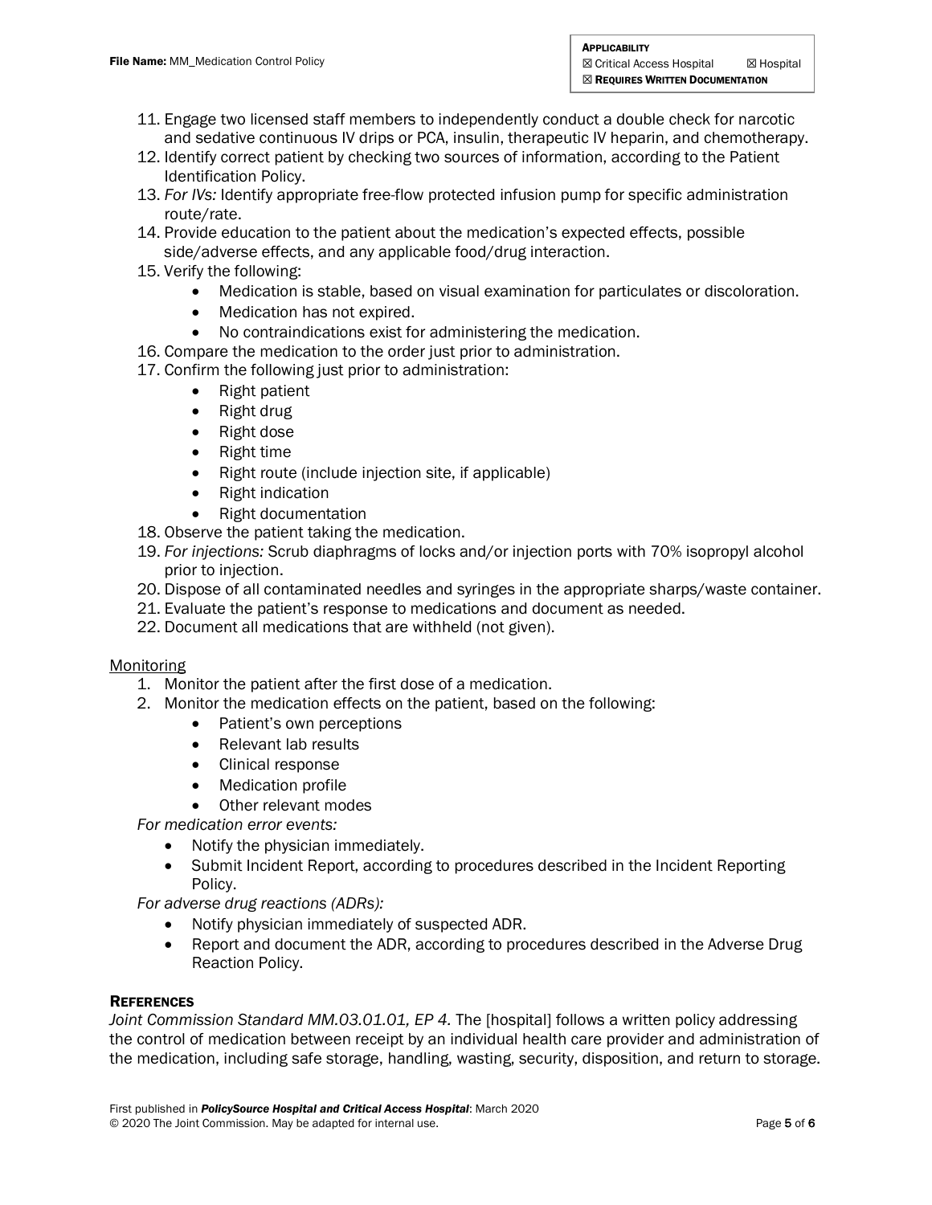11. Engage two licensed staff members to independently conduct a double check for narcotic and sedative continuous IV drips or PCA, insulin, therapeutic IV heparin, and chemotherapy.
12. Identify correct patient by checking two sources of information, according to the Patient Identification Policy.
13. *For IVs:* Identify appropriate free-flow protected infusion pump for specific administration route/rate.
14. Provide education to the patient about the medication's expected effects, possible side/adverse effects, and any applicable food/drug interaction.
15. Verify the following:
    - Medication is stable, based on visual examination for particulates or discoloration.
    - Medication has not expired.
    - No contraindications exist for administering the medication.
16. Compare the medication to the order just prior to administration.
17. Confirm the following just prior to administration:
    - Right patient
    - Right drug
    - Right dose
    - Right time
    - Right route (include injection site, if applicable)
    - Right indication
    - Right documentation
18. Observe the patient taking the medication.
19. *For injections:* Scrub diaphragms of locks and/or injection ports with 70% isopropyl alcohol prior to injection.
20. Dispose of all contaminated needles and syringes in the appropriate sharps/waste container.
21. Evaluate the patient's response to medications and document as needed.
22. Document all medications that are withheld (not given).

Monitoring

1. Monitor the patient after the first dose of a medication.
2. Monitor the medication effects on the patient, based on the following:
    - Patient's own perceptions
    - Relevant lab results
    - Clinical response
    - Medication profile
    - Other relevant modes

*For medication error events:*

- Notify the physician immediately.
- Submit Incident Report, according to procedures described in the Incident Reporting Policy.

*For adverse drug reactions (ADRs):*

- Notify physician immediately of suspected ADR.
- Report and document the ADR, according to procedures described in the Adverse Drug Reaction Policy.

## References

*Joint Commission Standard MM.03.01.01, EP 4.* The [hospital] follows a written policy addressing the control of medication between receipt by an individual health care provider and administration of the medication, including safe storage, handling, wasting, security, disposition, and return to storage.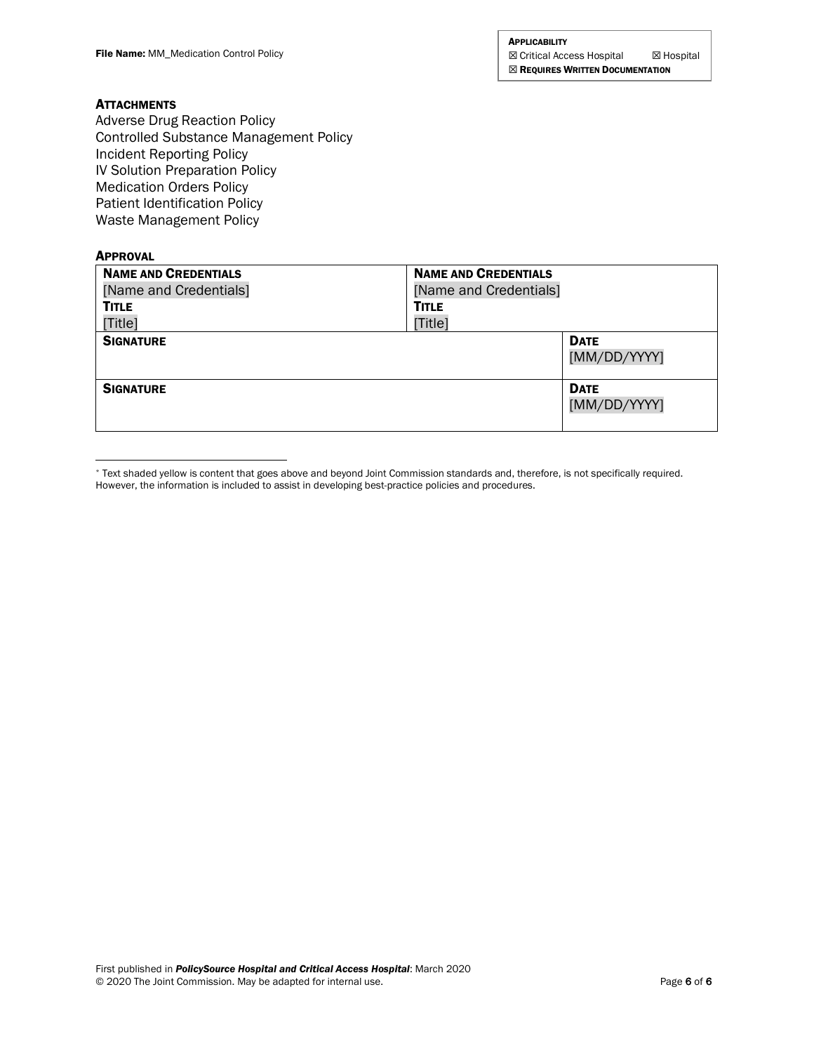**ATTACHMENTS**

Adverse Drug Reaction Policy
Controlled Substance Management Policy
Incident Reporting Policy
IV Solution Preparation Policy
Medication Orders Policy
Patient Identification Policy
Waste Management Policy

**APPROVAL**

| | | |
|---|---|---|
| **NAME AND CREDENTIALS**<br>[Name and Credentials]<br>**TITLE**<br>[Title] | **NAME AND CREDENTIALS**<br>[Name and Credentials]<br>**TITLE**<br>[Title] | |
| **SIGNATURE** | | **DATE**<br>[MM/DD/YYYY] |
| **SIGNATURE** | | **DATE**<br>[MM/DD/YYYY] |

* Text shaded yellow is content that goes above and beyond Joint Commission standards and, therefore, is not specifically required. However, the information is included to assist in developing best-practice policies and procedures.